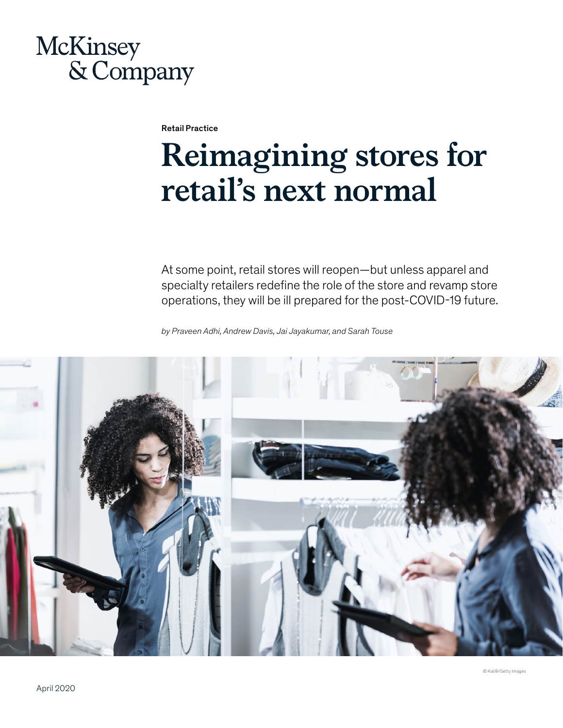McKinsey & Company

Retail Practice

# Reimagining stores for retail's next normal

At some point, retail stores will reopen—but unless apparel and specialty retailers redefine the role of the store and revamp store operations, they will be ill prepared for the post-COVID-19 future.

*by Praveen Adhi, Andrew Davis, Jai Jayakumar, and Sarah Touse*

© Kali9/Getty Images

April 2020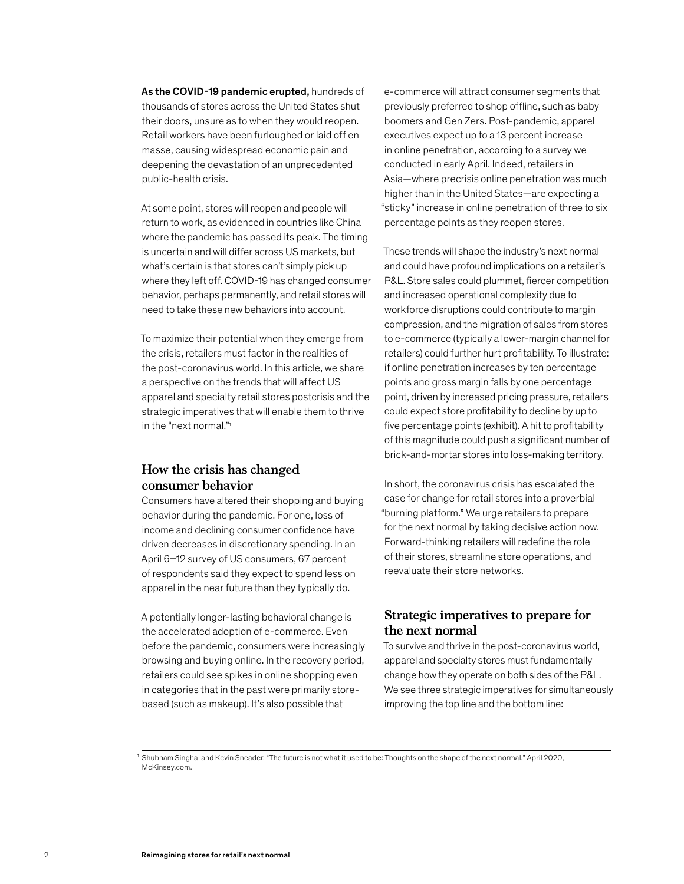**As the COVID-19 pandemic erupted,** hundreds of thousands of stores across the United States shut their doors, unsure as to when they would reopen. Retail workers have been furloughed or laid off en masse, causing widespread economic pain and deepening the devastation of an unprecedented public-health crisis.

At some point, stores will reopen and people will return to work, as evidenced in countries like China where the pandemic has passed its peak. The timing is uncertain and will differ across US markets, but what's certain is that stores can't simply pick up where they left off. COVID-19 has changed consumer behavior, perhaps permanently, and retail stores will need to take these new behaviors into account.

To maximize their potential when they emerge from the crisis, retailers must factor in the realities of the post-coronavirus world. In this article, we share a perspective on the trends that will affect US apparel and specialty retail stores postcrisis and the strategic imperatives that will enable them to thrive in the "next normal."[1]

## How the crisis has changed consumer behavior

Consumers have altered their shopping and buying behavior during the pandemic. For one, loss of income and declining consumer confidence have driven decreases in discretionary spending. In an April 6–12 survey of US consumers, 67 percent of respondents said they expect to spend less on apparel in the near future than they typically do.

A potentially longer-lasting behavioral change is the accelerated adoption of e-commerce. Even before the pandemic, consumers were increasingly browsing and buying online. In the recovery period, retailers could see spikes in online shopping even in categories that in the past were primarily store-based (such as makeup). It's also possible that e-commerce will attract consumer segments that previously preferred to shop offline, such as baby boomers and Gen Zers. Post-pandemic, apparel executives expect up to a 13 percent increase in online penetration, according to a survey we conducted in early April. Indeed, retailers in Asia—where precrisis online penetration was much higher than in the United States—are expecting a "sticky" increase in online penetration of three to six percentage points as they reopen stores.

These trends will shape the industry's next normal and could have profound implications on a retailer's P&L. Store sales could plummet, fiercer competition and increased operational complexity due to workforce disruptions could contribute to margin compression, and the migration of sales from stores to e-commerce (typically a lower-margin channel for retailers) could further hurt profitability. To illustrate: if online penetration increases by ten percentage points and gross margin falls by one percentage point, driven by increased pricing pressure, retailers could expect store profitability to decline by up to five percentage points (exhibit). A hit to profitability of this magnitude could push a significant number of brick-and-mortar stores into loss-making territory.

In short, the coronavirus crisis has escalated the case for change for retail stores into a proverbial "burning platform." We urge retailers to prepare for the next normal by taking decisive action now. Forward-thinking retailers will redefine the role of their stores, streamline store operations, and reevaluate their store networks.

## Strategic imperatives to prepare for the next normal

To survive and thrive in the post-coronavirus world, apparel and specialty stores must fundamentally change how they operate on both sides of the P&L. We see three strategic imperatives for simultaneously improving the top line and the bottom line:

---

[1] Shubham Singhal and Kevin Sneader, "The future is not what it used to be: Thoughts on the shape of the next normal," April 2020, McKinsey.com.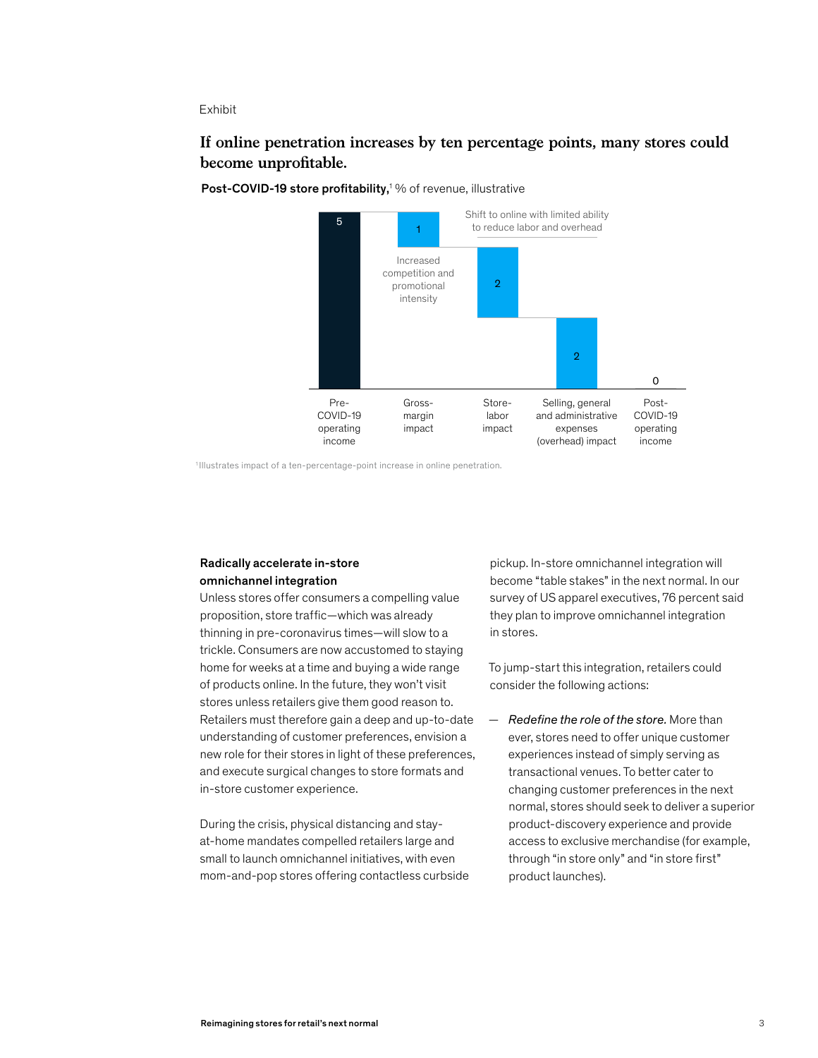Exhibit

## If online penetration increases by ten percentage points, many stores could become unprofitable.

**Post-COVID-19 store profitability,**[1] % of revenue, illustrative

| Pre-COVID-19 operating income | Gross-margin impact | Store-labor impact | Selling, general and administrative expenses (overhead) impact | Post-COVID-19 operating income |
|---|---|---|---|---|
| 5 | 1 | 2 | 2 | 0 |

Gross-margin impact: Increased competition and promotional intensity

Store-labor and overhead impact: Shift to online with limited ability to reduce labor and overhead

[1] Illustrates impact of a ten-percentage-point increase in online penetration.

**Radically accelerate in-store omnichannel integration**

Unless stores offer consumers a compelling value proposition, store traffic—which was already thinning in pre-coronavirus times—will slow to a trickle. Consumers are now accustomed to staying home for weeks at a time and buying a wide range of products online. In the future, they won't visit stores unless retailers give them good reason to. Retailers must therefore gain a deep and up-to-date understanding of customer preferences, envision a new role for their stores in light of these preferences, and execute surgical changes to store formats and in-store customer experience.

During the crisis, physical distancing and stay-at-home mandates compelled retailers large and small to launch omnichannel initiatives, with even mom-and-pop stores offering contactless curbside pickup. In-store omnichannel integration will become "table stakes" in the next normal. In our survey of US apparel executives, 76 percent said they plan to improve omnichannel integration in stores.

To jump-start this integration, retailers could consider the following actions:

— *Redefine the role of the store.* More than ever, stores need to offer unique customer experiences instead of simply serving as transactional venues. To better cater to changing customer preferences in the next normal, stores should seek to deliver a superior product-discovery experience and provide access to exclusive merchandise (for example, through "in store only" and "in store first" product launches).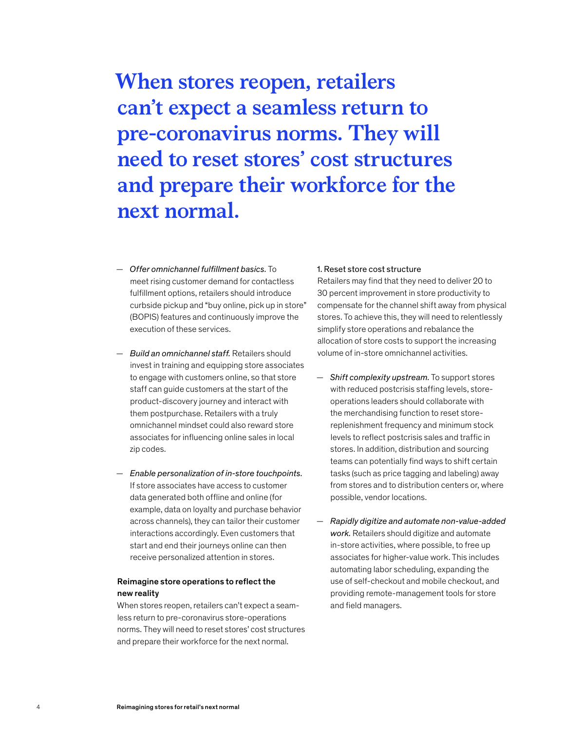**When stores reopen, retailers can't expect a seamless return to pre-coronavirus norms. They will need to reset stores' cost structures and prepare their workforce for the next normal.**

- *Offer omnichannel fulfillment basics.* To meet rising customer demand for contactless fulfillment options, retailers should introduce curbside pickup and "buy online, pick up in store" (BOPIS) features and continuously improve the execution of these services.

- *Build an omnichannel staff.* Retailers should invest in training and equipping store associates to engage with customers online, so that store staff can guide customers at the start of the product-discovery journey and interact with them postpurchase. Retailers with a truly omnichannel mindset could also reward store associates for influencing online sales in local zip codes.

- *Enable personalization of in-store touchpoints.* If store associates have access to customer data generated both offline and online (for example, data on loyalty and purchase behavior across channels), they can tailor their customer interactions accordingly. Even customers that start and end their journeys online can then receive personalized attention in stores.

## Reimagine store operations to reflect the new reality

When stores reopen, retailers can't expect a seamless return to pre-coronavirus store-operations norms. They will need to reset stores' cost structures and prepare their workforce for the next normal.

### 1. Reset store cost structure

Retailers may find that they need to deliver 20 to 30 percent improvement in store productivity to compensate for the channel shift away from physical stores. To achieve this, they will need to relentlessly simplify store operations and rebalance the allocation of store costs to support the increasing volume of in-store omnichannel activities.

- *Shift complexity upstream.* To support stores with reduced postcrisis staffing levels, store-operations leaders should collaborate with the merchandising function to reset store-replenishment frequency and minimum stock levels to reflect postcrisis sales and traffic in stores. In addition, distribution and sourcing teams can potentially find ways to shift certain tasks (such as price tagging and labeling) away from stores and to distribution centers or, where possible, vendor locations.

- *Rapidly digitize and automate non-value-added work.* Retailers should digitize and automate in-store activities, where possible, to free up associates for higher-value work. This includes automating labor scheduling, expanding the use of self-checkout and mobile checkout, and providing remote-management tools for store and field managers.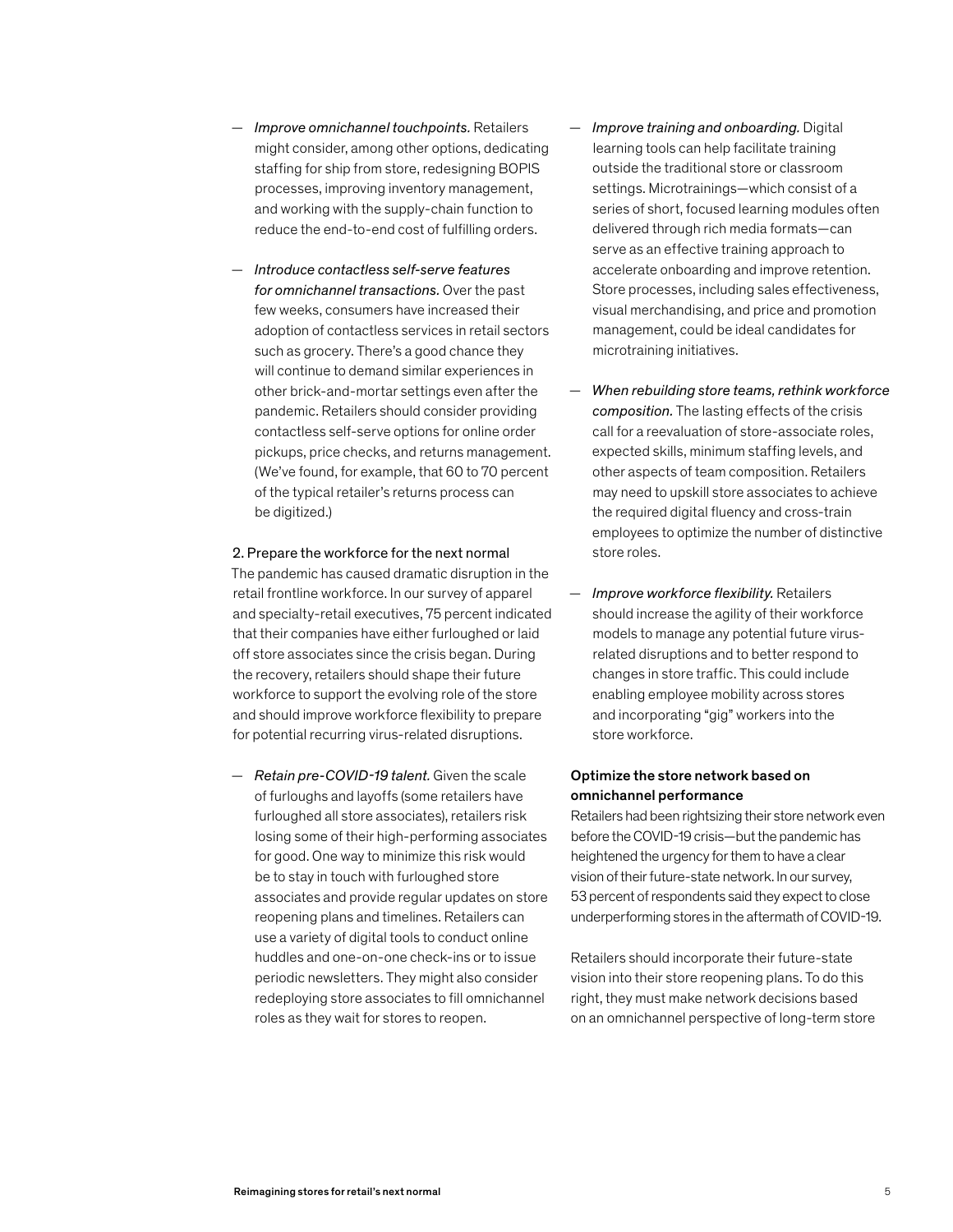- *Improve omnichannel touchpoints.* Retailers might consider, among other options, dedicating staffing for ship from store, redesigning BOPIS processes, improving inventory management, and working with the supply-chain function to reduce the end-to-end cost of fulfilling orders.

- *Introduce contactless self-serve features for omnichannel transactions.* Over the past few weeks, consumers have increased their adoption of contactless services in retail sectors such as grocery. There's a good chance they will continue to demand similar experiences in other brick-and-mortar settings even after the pandemic. Retailers should consider providing contactless self-serve options for online order pickups, price checks, and returns management. (We've found, for example, that 60 to 70 percent of the typical retailer's returns process can be digitized.)

### 2. Prepare the workforce for the next normal

The pandemic has caused dramatic disruption in the retail frontline workforce. In our survey of apparel and specialty-retail executives, 75 percent indicated that their companies have either furloughed or laid off store associates since the crisis began. During the recovery, retailers should shape their future workforce to support the evolving role of the store and should improve workforce flexibility to prepare for potential recurring virus-related disruptions.

- *Retain pre-COVID-19 talent.* Given the scale of furloughs and layoffs (some retailers have furloughed all store associates), retailers risk losing some of their high-performing associates for good. One way to minimize this risk would be to stay in touch with furloughed store associates and provide regular updates on store reopening plans and timelines. Retailers can use a variety of digital tools to conduct online huddles and one-on-one check-ins or to issue periodic newsletters. They might also consider redeploying store associates to fill omnichannel roles as they wait for stores to reopen.

- *Improve training and onboarding.* Digital learning tools can help facilitate training outside the traditional store or classroom settings. Microtrainings—which consist of a series of short, focused learning modules often delivered through rich media formats—can serve as an effective training approach to accelerate onboarding and improve retention. Store processes, including sales effectiveness, visual merchandising, and price and promotion management, could be ideal candidates for microtraining initiatives.

- *When rebuilding store teams, rethink workforce composition.* The lasting effects of the crisis call for a reevaluation of store-associate roles, expected skills, minimum staffing levels, and other aspects of team composition. Retailers may need to upskill store associates to achieve the required digital fluency and cross-train employees to optimize the number of distinctive store roles.

- *Improve workforce flexibility.* Retailers should increase the agility of their workforce models to manage any potential future virus-related disruptions and to better respond to changes in store traffic. This could include enabling employee mobility across stores and incorporating "gig" workers into the store workforce.

## Optimize the store network based on omnichannel performance

Retailers had been rightsizing their store network even before the COVID-19 crisis—but the pandemic has heightened the urgency for them to have a clear vision of their future-state network. In our survey, 53 percent of respondents said they expect to close underperforming stores in the aftermath of COVID-19.

Retailers should incorporate their future-state vision into their store reopening plans. To do this right, they must make network decisions based on an omnichannel perspective of long-term store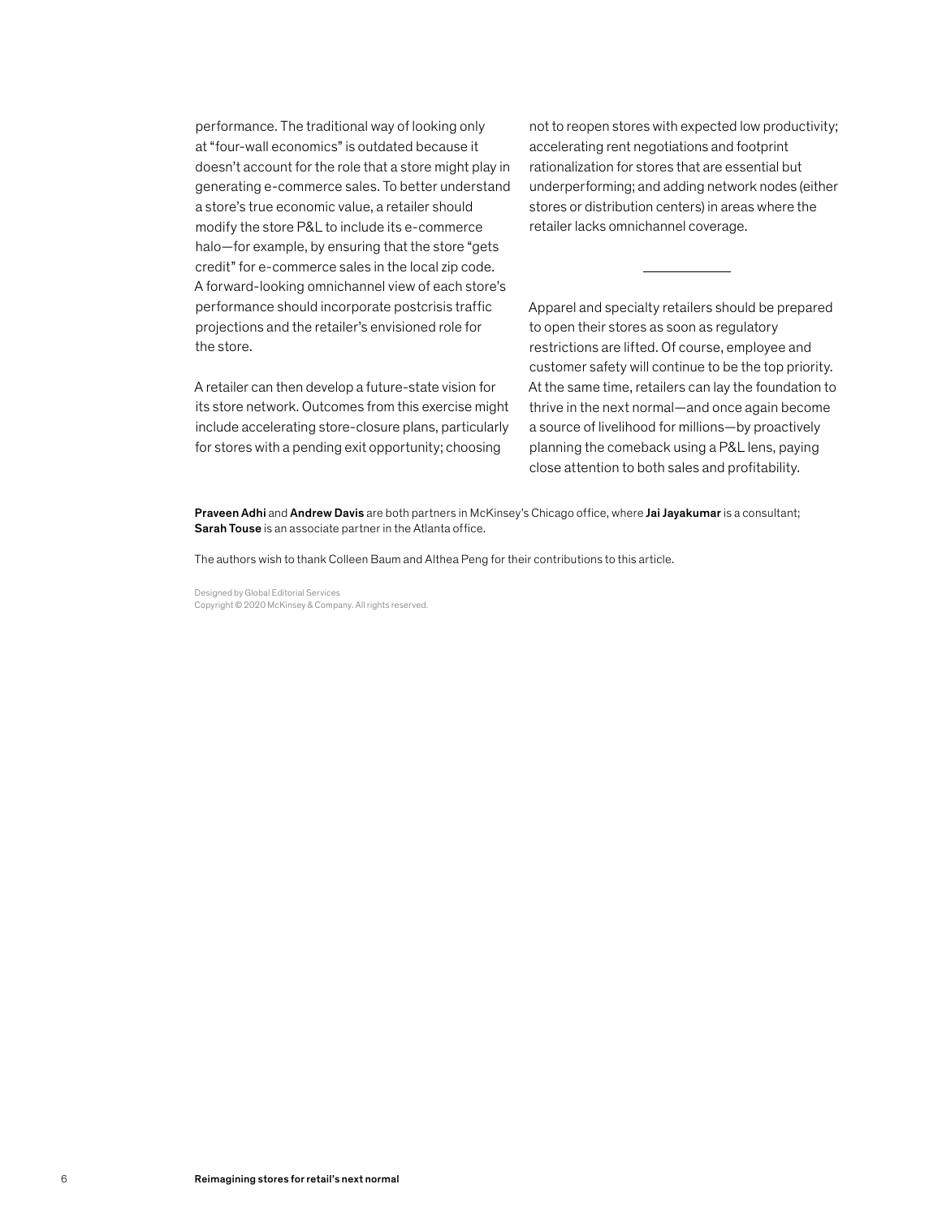performance. The traditional way of looking only at "four-wall economics" is outdated because it doesn't account for the role that a store might play in generating e-commerce sales. To better understand a store's true economic value, a retailer should modify the store P&L to include its e-commerce halo—for example, by ensuring that the store "gets credit" for e-commerce sales in the local zip code. A forward-looking omnichannel view of each store's performance should incorporate postcrisis traffic projections and the retailer's envisioned role for the store.

A retailer can then develop a future-state vision for its store network. Outcomes from this exercise might include accelerating store-closure plans, particularly for stores with a pending exit opportunity; choosing not to reopen stores with expected low productivity; accelerating rent negotiations and footprint rationalization for stores that are essential but underperforming; and adding network nodes (either stores or distribution centers) in areas where the retailer lacks omnichannel coverage.

---

Apparel and specialty retailers should be prepared to open their stores as soon as regulatory restrictions are lifted. Of course, employee and customer safety will continue to be the top priority. At the same time, retailers can lay the foundation to thrive in the next normal—and once again become a source of livelihood for millions—by proactively planning the comeback using a P&L lens, paying close attention to both sales and profitability.

**Praveen Adhi** and **Andrew Davis** are both partners in McKinsey's Chicago office, where **Jai Jayakumar** is a consultant; **Sarah Touse** is an associate partner in the Atlanta office.

The authors wish to thank Colleen Baum and Althea Peng for their contributions to this article.

Designed by Global Editorial Services
Copyright © 2020 McKinsey & Company. All rights reserved.